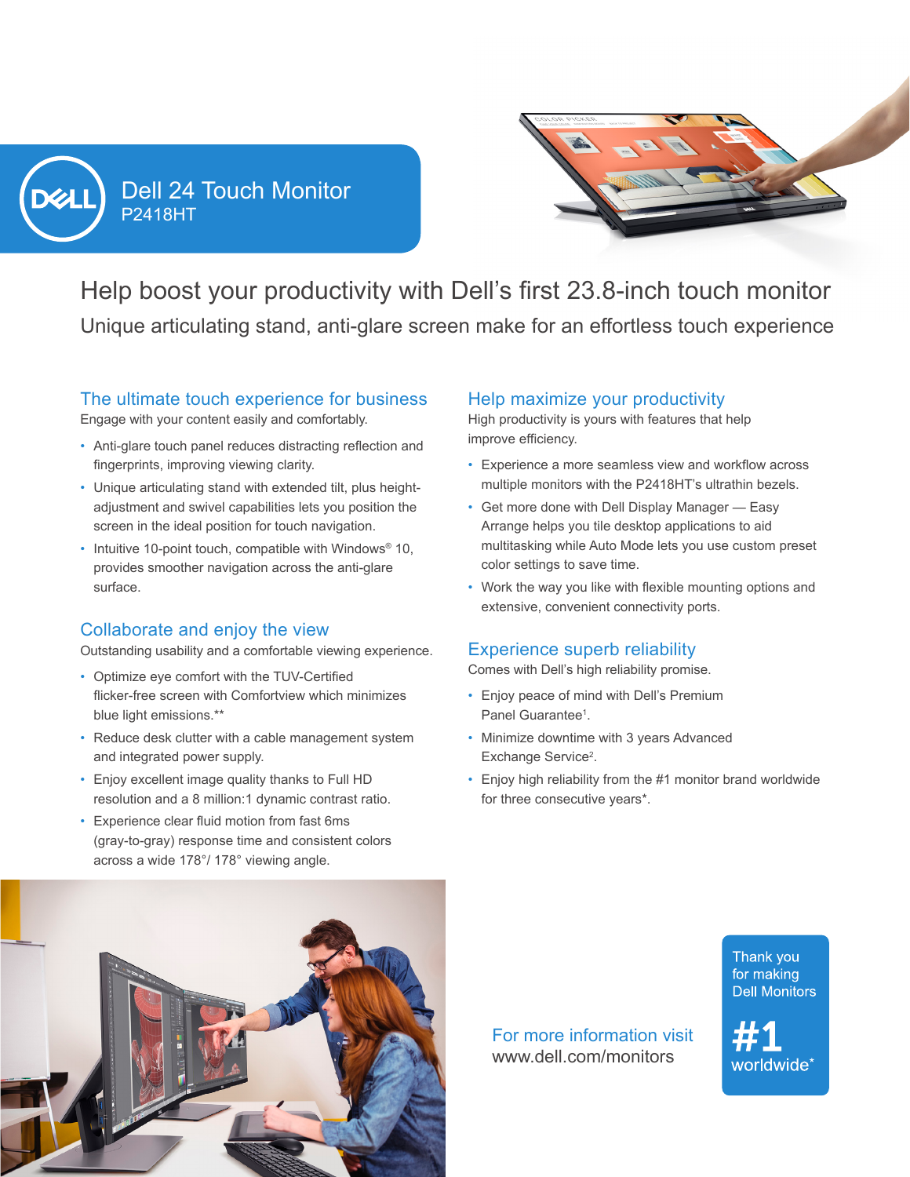# Dell 24 Touch Monitor

P2418HT

## Help boost your productivity with Dell's first 23.8-inch touch monitor

Unique articulating stand, anti-glare screen make for an effortless touch experience

### The ultimate touch experience for business

Engage with your content easily and comfortably.

- Anti-glare touch panel reduces distracting reflection and fingerprints, improving viewing clarity.
- Unique articulating stand with extended tilt, plus height-adjustment and swivel capabilities lets you position the screen in the ideal position for touch navigation.
- Intuitive 10-point touch, compatible with Windows® 10, provides smoother navigation across the anti-glare surface.

### Collaborate and enjoy the view

Outstanding usability and a comfortable viewing experience.

- Optimize eye comfort with the TUV-Certified flicker-free screen with Comfortview which minimizes blue light emissions.**
- Reduce desk clutter with a cable management system and integrated power supply.
- Enjoy excellent image quality thanks to Full HD resolution and a 8 million:1 dynamic contrast ratio.
- Experience clear fluid motion from fast 6ms (gray-to-gray) response time and consistent colors across a wide 178°/ 178° viewing angle.

### Help maximize your productivity

High productivity is yours with features that help improve efficiency.

- Experience a more seamless view and workflow across multiple monitors with the P2418HT's ultrathin bezels.
- Get more done with Dell Display Manager — Easy Arrange helps you tile desktop applications to aid multitasking while Auto Mode lets you use custom preset color settings to save time.
- Work the way you like with flexible mounting options and extensive, convenient connectivity ports.

### Experience superb reliability

Comes with Dell's high reliability promise.

- Enjoy peace of mind with Dell's Premium Panel Guarantee[1].
- Minimize downtime with 3 years Advanced Exchange Service[2].
- Enjoy high reliability from the #1 monitor brand worldwide for three consecutive years*.

For more information visit
www.dell.com/monitors

Thank you for making Dell Monitors

#1 worldwide*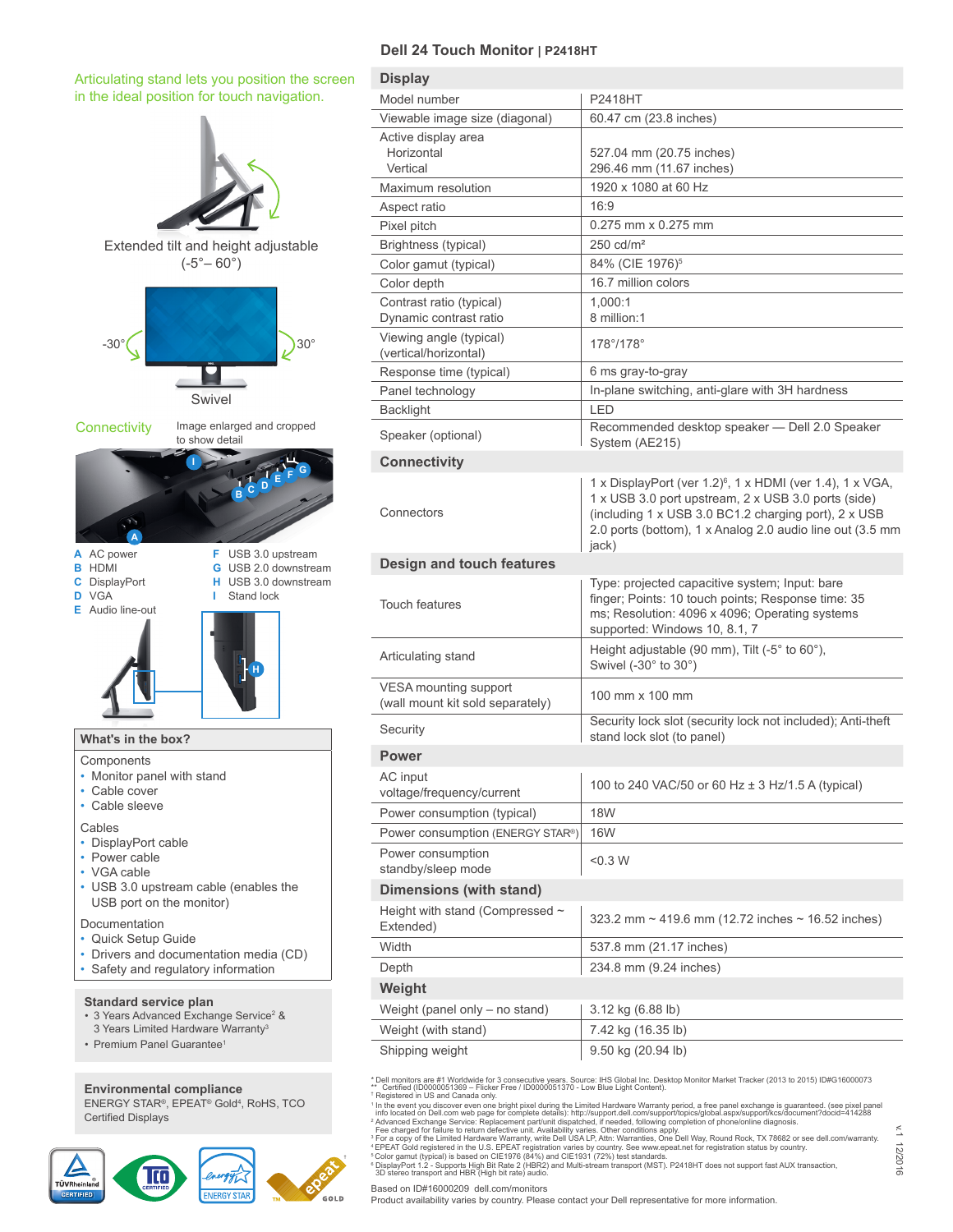# Dell 24 Touch Monitor | P2418HT

Articulating stand lets you position the screen in the ideal position for touch navigation.

Extended tilt and height adjustable (-5°– 60°)

-30° 30°

Swivel

Connectivity

Image enlarged and cropped to show detail

- A AC power
- B HDMI
- C DisplayPort
- D VGA
- E Audio line-out
- F USB 3.0 upstream
- G USB 2.0 downstream
- H USB 3.0 downstream
- I Stand lock

## What's in the box?

Components
- Monitor panel with stand
- Cable cover
- Cable sleeve

Cables
- DisplayPort cable
- Power cable
- VGA cable
- USB 3.0 upstream cable (enables the USB port on the monitor)

Documentation
- Quick Setup Guide
- Drivers and documentation media (CD)
- Safety and regulatory information

## Standard service plan

- 3 Years Advanced Exchange Service[2] & 3 Years Limited Hardware Warranty[3]
- Premium Panel Guarantee[1]

## Environmental compliance

ENERGY STAR®, EPEAT® Gold[4], RoHS, TCO Certified Displays

| | |
|---|---|
| **Display** | |
| Model number | P2418HT |
| Viewable image size (diagonal) | 60.47 cm (23.8 inches) |
| Active display area<br>Horizontal<br>Vertical | 527.04 mm (20.75 inches)<br>296.46 mm (11.67 inches) |
| Maximum resolution | 1920 x 1080 at 60 Hz |
| Aspect ratio | 16:9 |
| Pixel pitch | 0.275 mm x 0.275 mm |
| Brightness (typical) | 250 cd/m² |
| Color gamut (typical) | 84% (CIE 1976)[5] |
| Color depth | 16.7 million colors |
| Contrast ratio (typical)<br>Dynamic contrast ratio | 1,000:1<br>8 million:1 |
| Viewing angle (typical) (vertical/horizontal) | 178°/178° |
| Response time (typical) | 6 ms gray-to-gray |
| Panel technology | In-plane switching, anti-glare with 3H hardness |
| Backlight | LED |
| Speaker (optional) | Recommended desktop speaker — Dell 2.0 Speaker System (AE215) |
| **Connectivity** | |
| Connectors | 1 x DisplayPort (ver 1.2)[6], 1 x HDMI (ver 1.4), 1 x VGA, 1 x USB 3.0 port upstream, 2 x USB 3.0 ports (side) (including 1 x USB 3.0 BC1.2 charging port), 2 x USB 2.0 ports (bottom), 1 x Analog 2.0 audio line out (3.5 mm jack) |
| **Design and touch features** | |
| Touch features | Type: projected capacitive system; Input: bare finger; Points: 10 touch points; Response time: 35 ms; Resolution: 4096 x 4096; Operating systems supported: Windows 10, 8.1, 7 |
| Articulating stand | Height adjustable (90 mm), Tilt (-5° to 60°), Swivel (-30° to 30°) |
| VESA mounting support (wall mount kit sold separately) | 100 mm x 100 mm |
| Security | Security lock slot (security lock not included); Anti-theft stand lock slot (to panel) |
| **Power** | |
| AC input voltage/frequency/current | 100 to 240 VAC/50 or 60 Hz ± 3 Hz/1.5 A (typical) |
| Power consumption (typical) | 18W |
| Power consumption (ENERGY STAR®) | 16W |
| Power consumption standby/sleep mode | <0.3 W |
| **Dimensions (with stand)** | |
| Height with stand (Compressed ~ Extended) | 323.2 mm ~ 419.6 mm (12.72 inches ~ 16.52 inches) |
| Width | 537.8 mm (21.17 inches) |
| Depth | 234.8 mm (9.24 inches) |
| **Weight** | |
| Weight (panel only – no stand) | 3.12 kg (6.88 lb) |
| Weight (with stand) | 7.42 kg (16.35 lb) |
| Shipping weight | 9.50 kg (20.94 lb) |

\* Dell monitors are #1 Worldwide for 3 consecutive years. Source: IHS Global Inc. Desktop Monitor Market Tracker (2013 to 2015) ID#G16000073
\*\* Certified (ID0000051369 – Flicker Free / ID0000051370 - Low Blue Light Content).
† Registered in US and Canada only.
1 In the event you discover even one bright pixel during the Limited Hardware Warranty period, a free panel exchange is guaranteed. (see pixel panel info located on Dell.com web page for complete details): http://support.dell.com/support/topics/global.aspx/support/kcs/document?docid=414288
2 Advanced Exchange Service: Replacement part/unit dispatched, if needed, following completion of phone/online diagnosis. Fee charged for failure to return defective unit. Availability varies. Other conditions apply.
3 For a copy of the Limited Hardware Warranty, write Dell USA LP, Attn: Warranties, One Dell Way, Round Rock, TX 78682 or see dell.com/warranty.
4 EPEAT Gold registered in the U.S. EPEAT registration varies by country. See www.epeat.net for registration status by country.
5 Color gamut (typical) is based on CIE1976 (84%) and CIE1931 (72%) test standards.
6 DisplayPort 1.2 - Supports High Bit Rate 2 (HBR2) and Multi-stream transport (MST). P2418HT does not support fast AUX transaction, 3D stereo transport and HBR (High bit rate) audio.

Based on ID#16000209 dell.com/monitors
Product availability varies by country. Please contact your Dell representative for more information.

v.1 12/2016